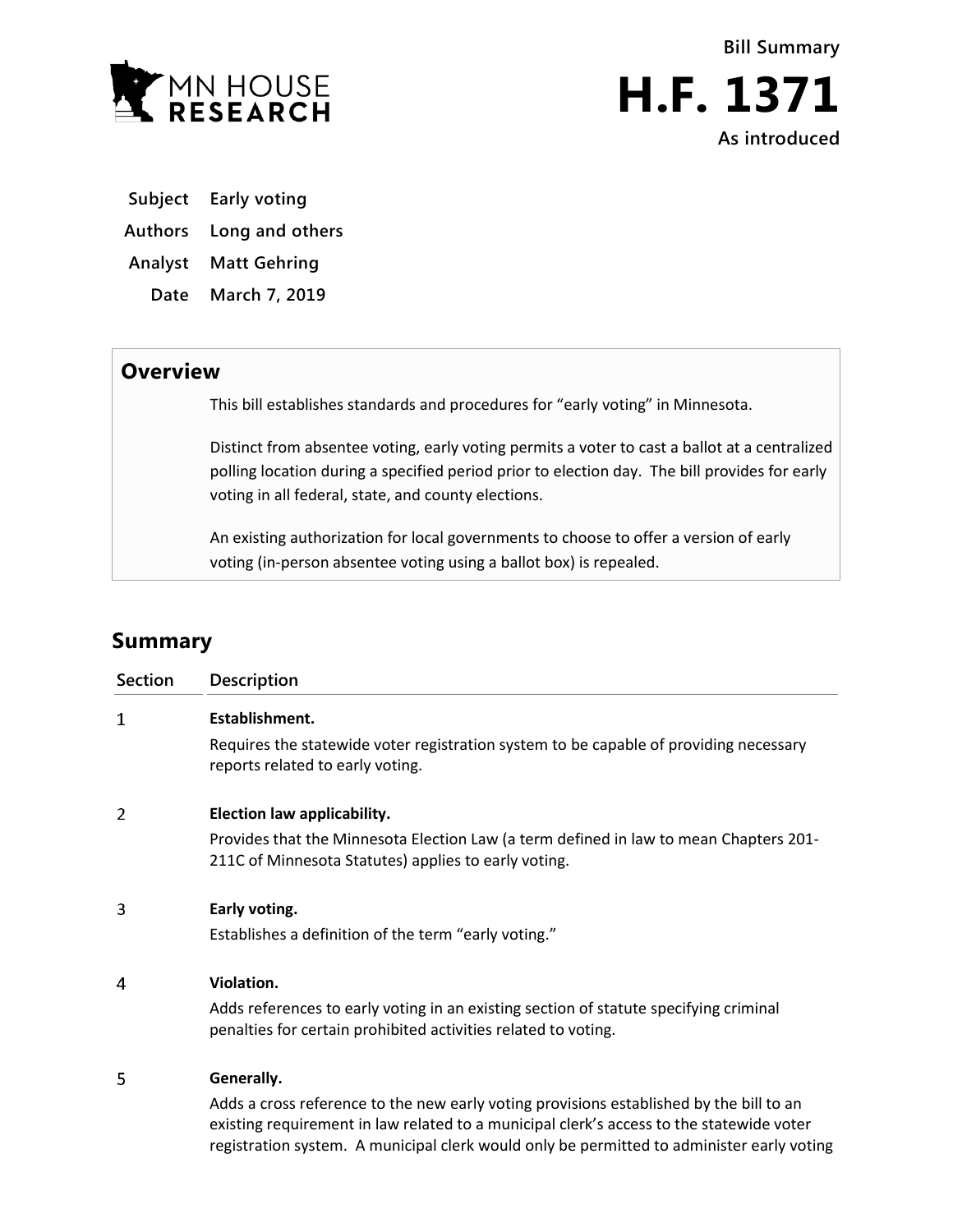Bill Summary

# H.F. 1371

As introduced

| | |
|---|---|
| **Subject** | Early voting |
| **Authors** | Long and others |
| **Analyst** | Matt Gehring |
| **Date** | March 7, 2019 |

## Overview

This bill establishes standards and procedures for "early voting" in Minnesota.

Distinct from absentee voting, early voting permits a voter to cast a ballot at a centralized polling location during a specified period prior to election day. The bill provides for early voting in all federal, state, and county elections.

An existing authorization for local governments to choose to offer a version of early voting (in-person absentee voting using a ballot box) is repealed.

## Summary

| Section | Description |
|---|---|
| 1 | **Establishment.** Requires the statewide voter registration system to be capable of providing necessary reports related to early voting. |
| 2 | **Election law applicability.** Provides that the Minnesota Election Law (a term defined in law to mean Chapters 201-211C of Minnesota Statutes) applies to early voting. |
| 3 | **Early voting.** Establishes a definition of the term "early voting." |
| 4 | **Violation.** Adds references to early voting in an existing section of statute specifying criminal penalties for certain prohibited activities related to voting. |
| 5 | **Generally.** Adds a cross reference to the new early voting provisions established by the bill to an existing requirement in law related to a municipal clerk's access to the statewide voter registration system. A municipal clerk would only be permitted to administer early voting |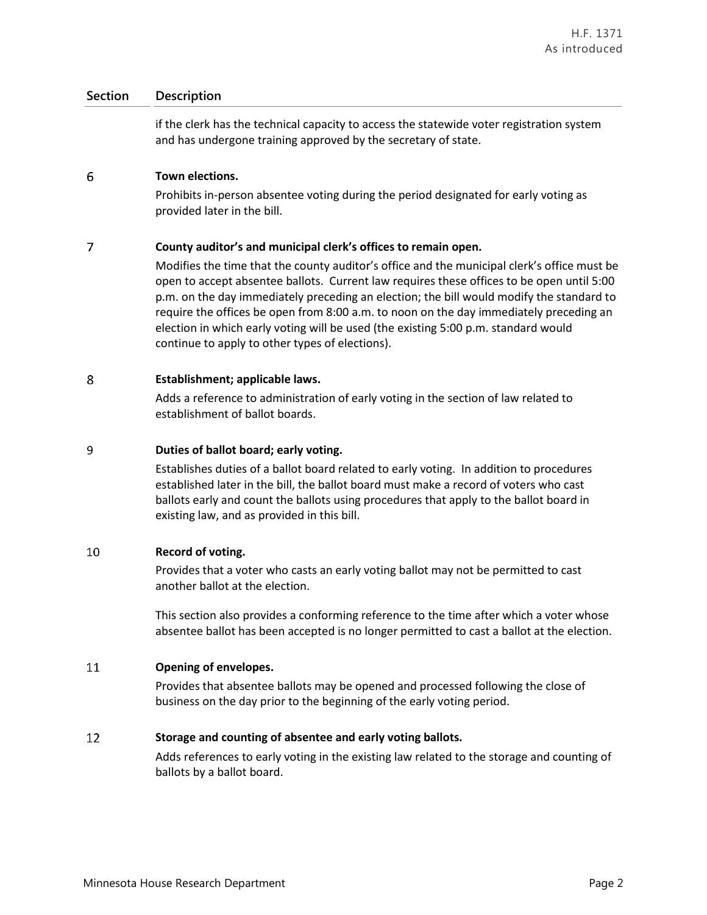| Section | Description |
|---|---|
| | if the clerk has the technical capacity to access the statewide voter registration system and has undergone training approved by the secretary of state. |
| 6 | **Town elections.**<br>Prohibits in-person absentee voting during the period designated for early voting as provided later in the bill. |
| 7 | **County auditor's and municipal clerk's offices to remain open.**<br>Modifies the time that the county auditor's office and the municipal clerk's office must be open to accept absentee ballots. Current law requires these offices to be open until 5:00 p.m. on the day immediately preceding an election; the bill would modify the standard to require the offices be open from 8:00 a.m. to noon on the day immediately preceding an election in which early voting will be used (the existing 5:00 p.m. standard would continue to apply to other types of elections). |
| 8 | **Establishment; applicable laws.**<br>Adds a reference to administration of early voting in the section of law related to establishment of ballot boards. |
| 9 | **Duties of ballot board; early voting.**<br>Establishes duties of a ballot board related to early voting. In addition to procedures established later in the bill, the ballot board must make a record of voters who cast ballots early and count the ballots using procedures that apply to the ballot board in existing law, and as provided in this bill. |
| 10 | **Record of voting.**<br>Provides that a voter who casts an early voting ballot may not be permitted to cast another ballot at the election.<br><br>This section also provides a conforming reference to the time after which a voter whose absentee ballot has been accepted is no longer permitted to cast a ballot at the election. |
| 11 | **Opening of envelopes.**<br>Provides that absentee ballots may be opened and processed following the close of business on the day prior to the beginning of the early voting period. |
| 12 | **Storage and counting of absentee and early voting ballots.**<br>Adds references to early voting in the existing law related to the storage and counting of ballots by a ballot board. |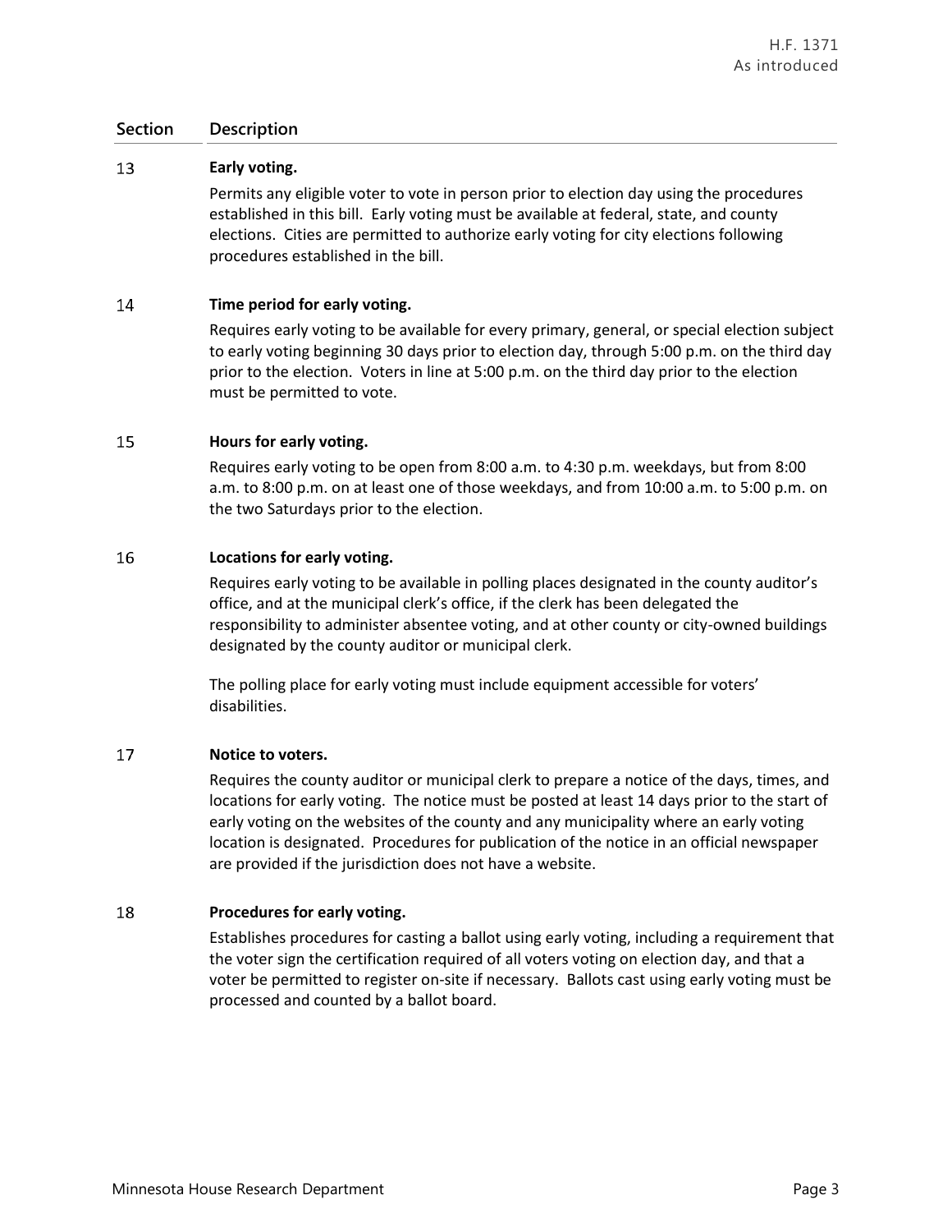| Section | Description |
|---|---|
| 13 | **Early voting.**<br><br>Permits any eligible voter to vote in person prior to election day using the procedures established in this bill. Early voting must be available at federal, state, and county elections. Cities are permitted to authorize early voting for city elections following procedures established in the bill. |
| 14 | **Time period for early voting.**<br><br>Requires early voting to be available for every primary, general, or special election subject to early voting beginning 30 days prior to election day, through 5:00 p.m. on the third day prior to the election. Voters in line at 5:00 p.m. on the third day prior to the election must be permitted to vote. |
| 15 | **Hours for early voting.**<br><br>Requires early voting to be open from 8:00 a.m. to 4:30 p.m. weekdays, but from 8:00 a.m. to 8:00 p.m. on at least one of those weekdays, and from 10:00 a.m. to 5:00 p.m. on the two Saturdays prior to the election. |
| 16 | **Locations for early voting.**<br><br>Requires early voting to be available in polling places designated in the county auditor's office, and at the municipal clerk's office, if the clerk has been delegated the responsibility to administer absentee voting, and at other county or city-owned buildings designated by the county auditor or municipal clerk.<br><br>The polling place for early voting must include equipment accessible for voters' disabilities. |
| 17 | **Notice to voters.**<br><br>Requires the county auditor or municipal clerk to prepare a notice of the days, times, and locations for early voting. The notice must be posted at least 14 days prior to the start of early voting on the websites of the county and any municipality where an early voting location is designated. Procedures for publication of the notice in an official newspaper are provided if the jurisdiction does not have a website. |
| 18 | **Procedures for early voting.**<br><br>Establishes procedures for casting a ballot using early voting, including a requirement that the voter sign the certification required of all voters voting on election day, and that a voter be permitted to register on-site if necessary. Ballots cast using early voting must be processed and counted by a ballot board. |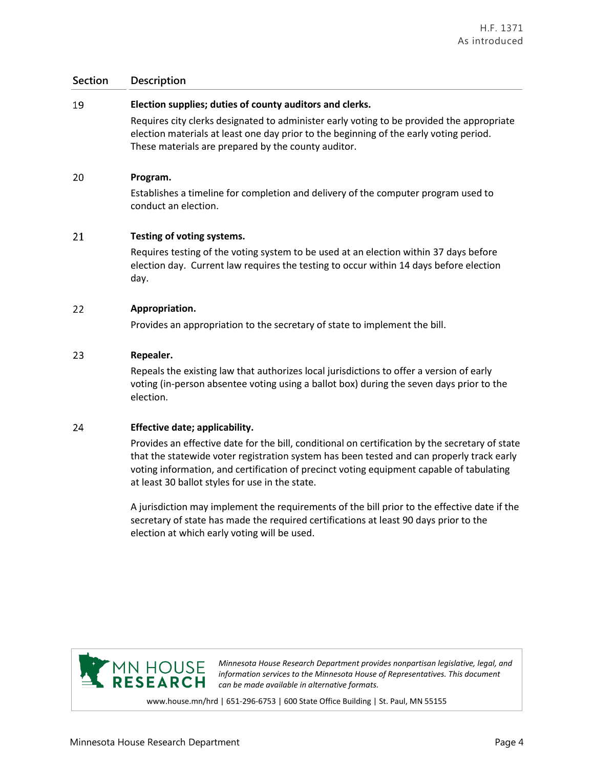| Section | Description |
| --- | --- |
| 19 | **Election supplies; duties of county auditors and clerks.** Requires city clerks designated to administer early voting to be provided the appropriate election materials at least one day prior to the beginning of the early voting period. These materials are prepared by the county auditor. |
| 20 | **Program.** Establishes a timeline for completion and delivery of the computer program used to conduct an election. |
| 21 | **Testing of voting systems.** Requires testing of the voting system to be used at an election within 37 days before election day. Current law requires the testing to occur within 14 days before election day. |
| 22 | **Appropriation.** Provides an appropriation to the secretary of state to implement the bill. |
| 23 | **Repealer.** Repeals the existing law that authorizes local jurisdictions to offer a version of early voting (in-person absentee voting using a ballot box) during the seven days prior to the election. |
| 24 | **Effective date; applicability.** Provides an effective date for the bill, conditional on certification by the secretary of state that the statewide voter registration system has been tested and can properly track early voting information, and certification of precinct voting equipment capable of tabulating at least 30 ballot styles for use in the state. A jurisdiction may implement the requirements of the bill prior to the effective date if the secretary of state has made the required certifications at least 90 days prior to the election at which early voting will be used. |

MN HOUSE RESEARCH

*Minnesota House Research Department provides nonpartisan legislative, legal, and information services to the Minnesota House of Representatives. This document can be made available in alternative formats.*

www.house.mn/hrd | 651-296-6753 | 600 State Office Building | St. Paul, MN 55155